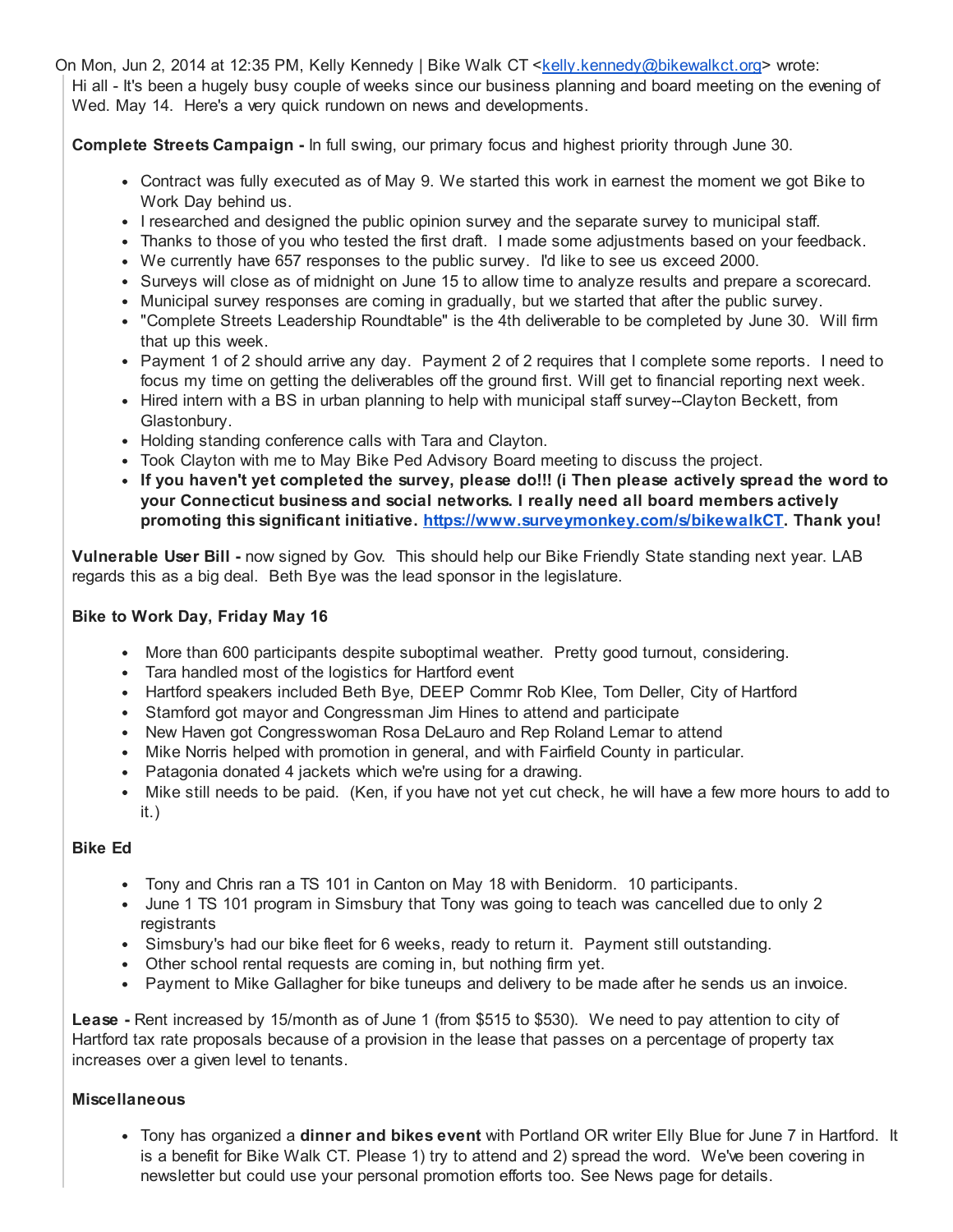On Mon, Jun 2, 2014 at 12:35 PM, Kelly Kennedy | Bike Walk CT <kelly.kennedy@bikewalkct.org> wrote:

Hi all - It's been a hugely busy couple of weeks since our business planning and board meeting on the evening of Wed. May 14. Here's a very quick rundown on news and developments.

**Complete Streets Campaign -** In full swing, our primary focus and highest priority through June 30.

- Contract was fully executed as of May 9. We started this work in earnest the moment we got Bike to Work Day behind us.
- I researched and designed the public opinion survey and the separate survey to municipal staff.
- Thanks to those of you who tested the first draft. I made some adjustments based on your feedback.
- We currently have 657 responses to the public survey. I'd like to see us exceed 2000.
- Surveys will close as of midnight on June 15 to allow time to analyze results and prepare a scorecard.
- Municipal survey responses are coming in gradually, but we started that after the public survey.
- "Complete Streets Leadership Roundtable" is the 4th deliverable to be completed by June 30. Will firm that up this week.
- Payment 1 of 2 should arrive any day. Payment 2 of 2 requires that I complete some reports. I need to focus my time on getting the deliverables off the ground first. Will get to financial reporting next week.
- Hired intern with a BS in urban planning to help with municipal staff survey--Clayton Beckett, from Glastonbury.
- Holding standing conference calls with Tara and Clayton.
- Took Clayton with me to May Bike Ped Advisory Board meeting to discuss the project.
- **If you haven't yet completed the survey, please do!!! (i Then please actively spread the word to your Connecticut business and social networks. I really need all board members actively promoting this significant initiative. https://www.surveymonkey.com/s/bikewalkCT. Thank you!**

**Vulnerable User Bill -** now signed by Gov. This should help our Bike Friendly State standing next year. LAB regards this as a big deal. Beth Bye was the lead sponsor in the legislature.

**Bike to Work Day, Friday May 16**

- More than 600 participants despite suboptimal weather. Pretty good turnout, considering.
- Tara handled most of the logistics for Hartford event
- Hartford speakers included Beth Bye, DEEP Commr Rob Klee, Tom Deller, City of Hartford
- Stamford got mayor and Congressman Jim Hines to attend and participate
- New Haven got Congresswoman Rosa DeLauro and Rep Roland Lemar to attend
- Mike Norris helped with promotion in general, and with Fairfield County in particular.
- Patagonia donated 4 jackets which we're using for a drawing.
- Mike still needs to be paid. (Ken, if you have not yet cut check, he will have a few more hours to add to it.)

**Bike Ed**

- Tony and Chris ran a TS 101 in Canton on May 18 with Benidorm. 10 participants.
- June 1 TS 101 program in Simsbury that Tony was going to teach was cancelled due to only 2 registrants
- Simsbury's had our bike fleet for 6 weeks, ready to return it. Payment still outstanding.
- Other school rental requests are coming in, but nothing firm yet.
- Payment to Mike Gallagher for bike tuneups and delivery to be made after he sends us an invoice.

**Lease -** Rent increased by 15/month as of June 1 (from $515 to $530). We need to pay attention to city of Hartford tax rate proposals because of a provision in the lease that passes on a percentage of property tax increases over a given level to tenants.

**Miscellaneous**

- Tony has organized a **dinner and bikes event** with Portland OR writer Elly Blue for June 7 in Hartford. It is a benefit for Bike Walk CT. Please 1) try to attend and 2) spread the word. We've been covering in newsletter but could use your personal promotion efforts too. See News page for details.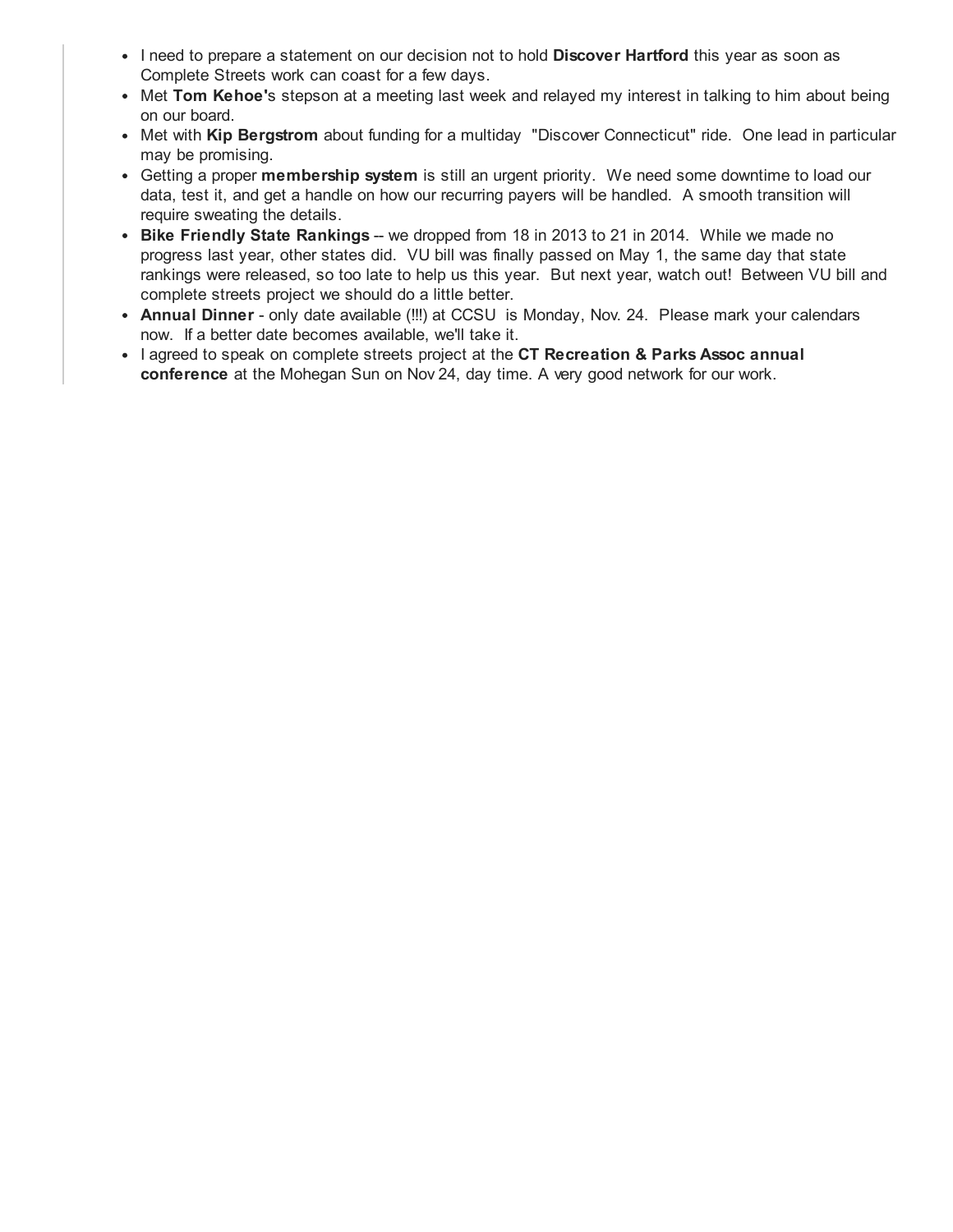- I need to prepare a statement on our decision not to hold **Discover Hartford** this year as soon as Complete Streets work can coast for a few days.
- Met **Tom Kehoe'**s stepson at a meeting last week and relayed my interest in talking to him about being on our board.
- Met with **Kip Bergstrom** about funding for a multiday "Discover Connecticut" ride. One lead in particular may be promising.
- Getting a proper **membership system** is still an urgent priority. We need some downtime to load our data, test it, and get a handle on how our recurring payers will be handled. A smooth transition will require sweating the details.
- **Bike Friendly State Rankings** -- we dropped from 18 in 2013 to 21 in 2014. While we made no progress last year, other states did. VU bill was finally passed on May 1, the same day that state rankings were released, so too late to help us this year. But next year, watch out! Between VU bill and complete streets project we should do a little better.
- **Annual Dinner** - only date available (!!!) at CCSU is Monday, Nov. 24. Please mark your calendars now. If a better date becomes available, we'll take it.
- I agreed to speak on complete streets project at the **CT Recreation & Parks Assoc annual conference** at the Mohegan Sun on Nov 24, day time. A very good network for our work.